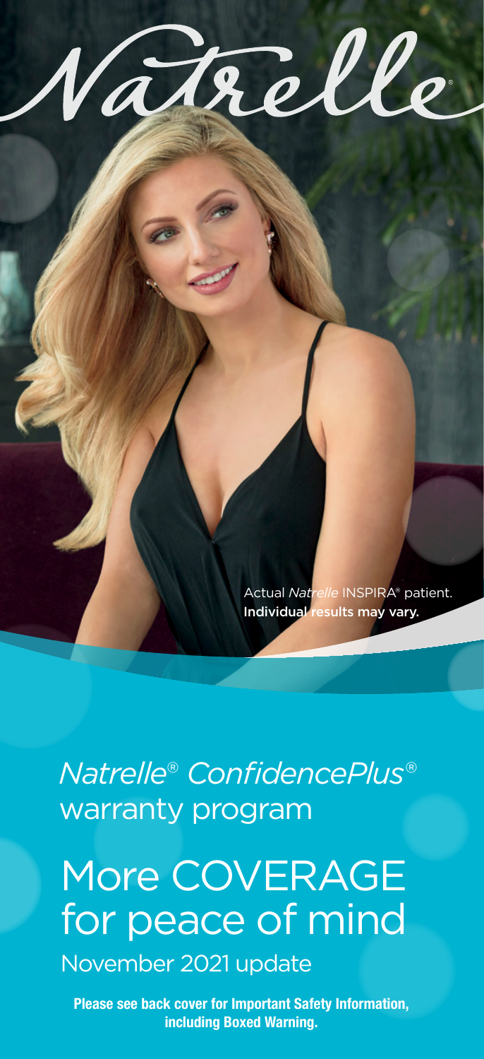# Natrelle®

Actual *Natrelle* INSPIRA® patient.
**Individual results may vary.**

*Natrelle® ConfidencePlus®*
warranty program

## More COVERAGE for peace of mind

November 2021 update

**Please see back cover for Important Safety Information, including Boxed Warning.**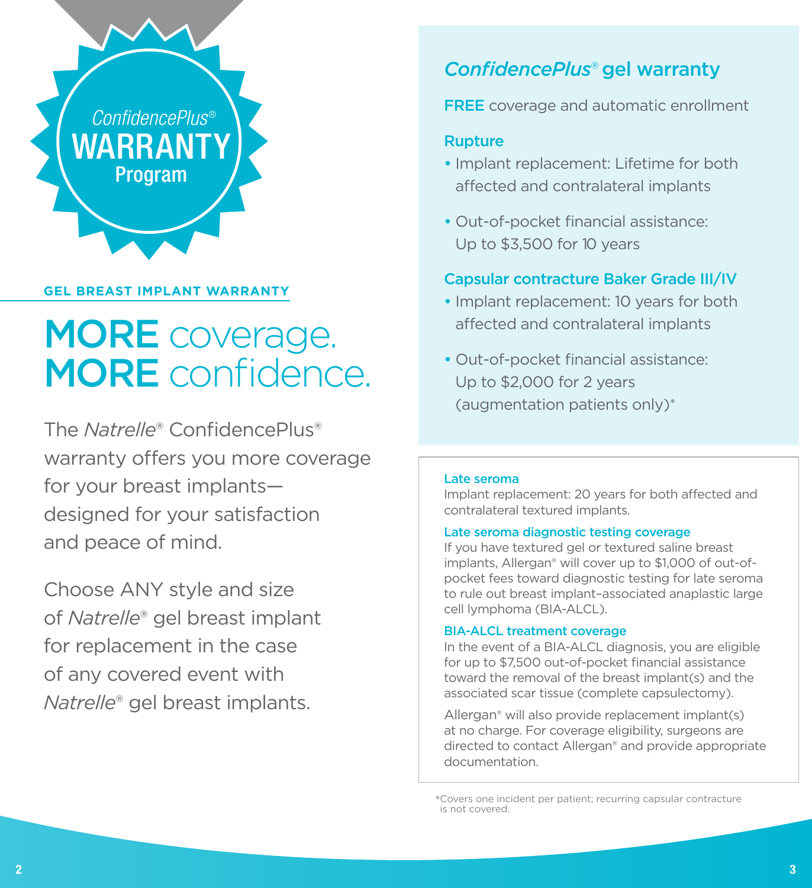*ConfidencePlus*®
**WARRANTY**
**Program**

**GEL BREAST IMPLANT WARRANTY**

# MORE coverage. MORE confidence.

The *Natrelle*® ConfidencePlus® warranty offers you more coverage for your breast implants—designed for your satisfaction and peace of mind.

Choose ANY style and size of *Natrelle*® gel breast implant for replacement in the case of any covered event with *Natrelle*® gel breast implants.

## *ConfidencePlus*® gel warranty

**FREE** coverage and automatic enrollment

### Rupture

- Implant replacement: Lifetime for both affected and contralateral implants
- Out-of-pocket financial assistance: Up to $3,500 for 10 years

### Capsular contracture Baker Grade III/IV

- Implant replacement: 10 years for both affected and contralateral implants
- Out-of-pocket financial assistance: Up to $2,000 for 2 years (augmentation patients only)*

### Late seroma

Implant replacement: 20 years for both affected and contralateral textured implants.

### Late seroma diagnostic testing coverage

If you have textured gel or textured saline breast implants, Allergan® will cover up to $1,000 of out-of-pocket fees toward diagnostic testing for late seroma to rule out breast implant–associated anaplastic large cell lymphoma (BIA-ALCL).

### BIA-ALCL treatment coverage

In the event of a BIA-ALCL diagnosis, you are eligible for up to $7,500 out-of-pocket financial assistance toward the removal of the breast implant(s) and the associated scar tissue (complete capsulectomy).

Allergan® will also provide replacement implant(s) at no charge. For coverage eligibility, surgeons are directed to contact Allergan® and provide appropriate documentation.

*Covers one incident per patient; recurring capsular contracture is not covered.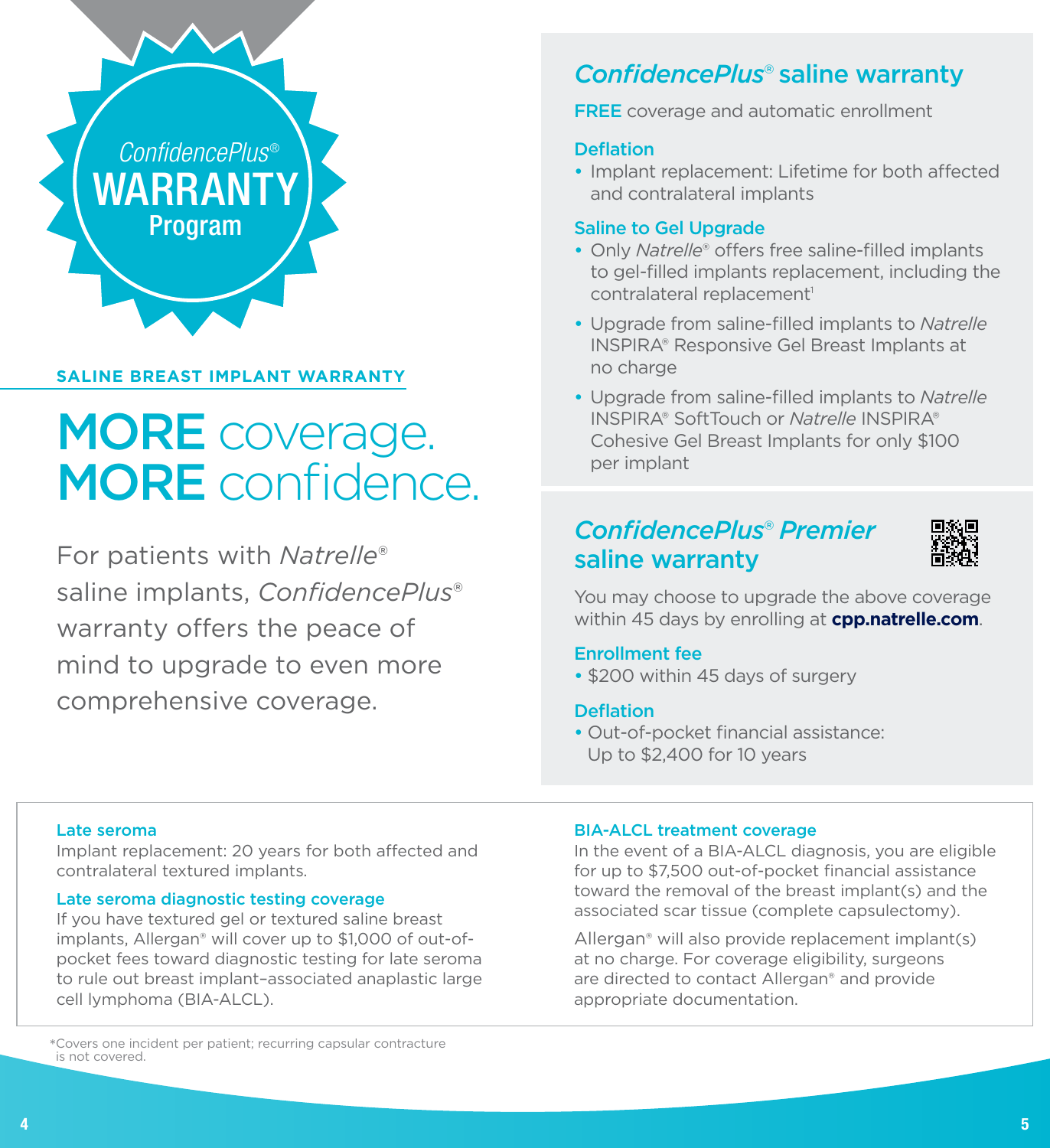ConfidencePlus®
WARRANTY
Program

## SALINE BREAST IMPLANT WARRANTY

# MORE coverage. MORE confidence.

For patients with *Natrelle*® saline implants, *ConfidencePlus*® warranty offers the peace of mind to upgrade to even more comprehensive coverage.

## *ConfidencePlus*® saline warranty

**FREE** coverage and automatic enrollment

### Deflation

- Implant replacement: Lifetime for both affected and contralateral implants

### Saline to Gel Upgrade

- Only *Natrelle*® offers free saline-filled implants to gel-filled implants replacement, including the contralateral replacement[1]
- Upgrade from saline-filled implants to *Natrelle* INSPIRA® Responsive Gel Breast Implants at no charge
- Upgrade from saline-filled implants to *Natrelle* INSPIRA® SoftTouch or *Natrelle* INSPIRA® Cohesive Gel Breast Implants for only $100 per implant

## *ConfidencePlus*® *Premier* saline warranty

You may choose to upgrade the above coverage within 45 days by enrolling at **cpp.natrelle.com**.

### Enrollment fee

- $200 within 45 days of surgery

### Deflation

- Out-of-pocket financial assistance: Up to $2,400 for 10 years

### Late seroma

Implant replacement: 20 years for both affected and contralateral textured implants.

### Late seroma diagnostic testing coverage

If you have textured gel or textured saline breast implants, Allergan® will cover up to $1,000 of out-of-pocket fees toward diagnostic testing for late seroma to rule out breast implant–associated anaplastic large cell lymphoma (BIA-ALCL).

### BIA-ALCL treatment coverage

In the event of a BIA-ALCL diagnosis, you are eligible for up to $7,500 out-of-pocket financial assistance toward the removal of the breast implant(s) and the associated scar tissue (complete capsulectomy).

Allergan® will also provide replacement implant(s) at no charge. For coverage eligibility, surgeons are directed to contact Allergan® and provide appropriate documentation.

*Covers one incident per patient; recurring capsular contracture is not covered.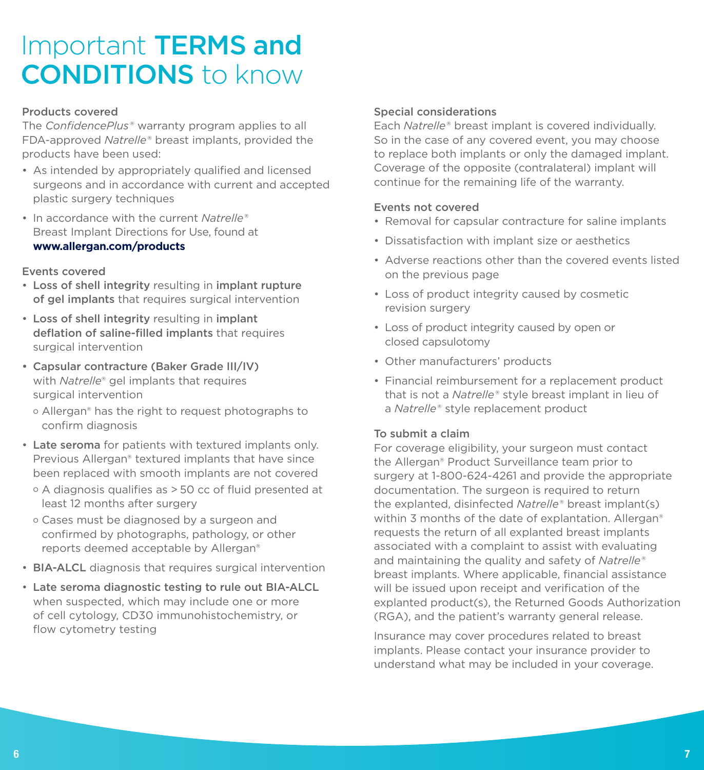# Important **TERMS and CONDITIONS** to know

### Products covered

The *ConfidencePlus®* warranty program applies to all FDA-approved *Natrelle®* breast implants, provided the products have been used:

- As intended by appropriately qualified and licensed surgeons and in accordance with current and accepted plastic surgery techniques
- In accordance with the current *Natrelle®* Breast Implant Directions for Use, found at **www.allergan.com/products**

### Events covered

- **Loss of shell integrity** resulting in **implant rupture of gel implants** that requires surgical intervention
- **Loss of shell integrity** resulting in **implant deflation of saline-filled implants** that requires surgical intervention
- **Capsular contracture (Baker Grade III/IV)** with *Natrelle®* gel implants that requires surgical intervention
  - Allergan® has the right to request photographs to confirm diagnosis
- **Late seroma** for patients with textured implants only. Previous Allergan® textured implants that have since been replaced with smooth implants are not covered
  - A diagnosis qualifies as > 50 cc of fluid presented at least 12 months after surgery
  - Cases must be diagnosed by a surgeon and confirmed by photographs, pathology, or other reports deemed acceptable by Allergan®
- **BIA-ALCL** diagnosis that requires surgical intervention
- **Late seroma diagnostic testing to rule out BIA-ALCL** when suspected, which may include one or more of cell cytology, CD30 immunohistochemistry, or flow cytometry testing

### Special considerations

Each *Natrelle®* breast implant is covered individually. So in the case of any covered event, you may choose to replace both implants or only the damaged implant. Coverage of the opposite (contralateral) implant will continue for the remaining life of the warranty.

### Events not covered

- Removal for capsular contracture for saline implants
- Dissatisfaction with implant size or aesthetics
- Adverse reactions other than the covered events listed on the previous page
- Loss of product integrity caused by cosmetic revision surgery
- Loss of product integrity caused by open or closed capsulotomy
- Other manufacturers' products
- Financial reimbursement for a replacement product that is not a *Natrelle®* style breast implant in lieu of a *Natrelle®* style replacement product

### To submit a claim

For coverage eligibility, your surgeon must contact the Allergan® Product Surveillance team prior to surgery at 1-800-624-4261 and provide the appropriate documentation. The surgeon is required to return the explanted, disinfected *Natrelle®* breast implant(s) within 3 months of the date of explantation. Allergan® requests the return of all explanted breast implants associated with a complaint to assist with evaluating and maintaining the quality and safety of *Natrelle®* breast implants. Where applicable, financial assistance will be issued upon receipt and verification of the explanted product(s), the Returned Goods Authorization (RGA), and the patient's warranty general release.

Insurance may cover procedures related to breast implants. Please contact your insurance provider to understand what may be included in your coverage.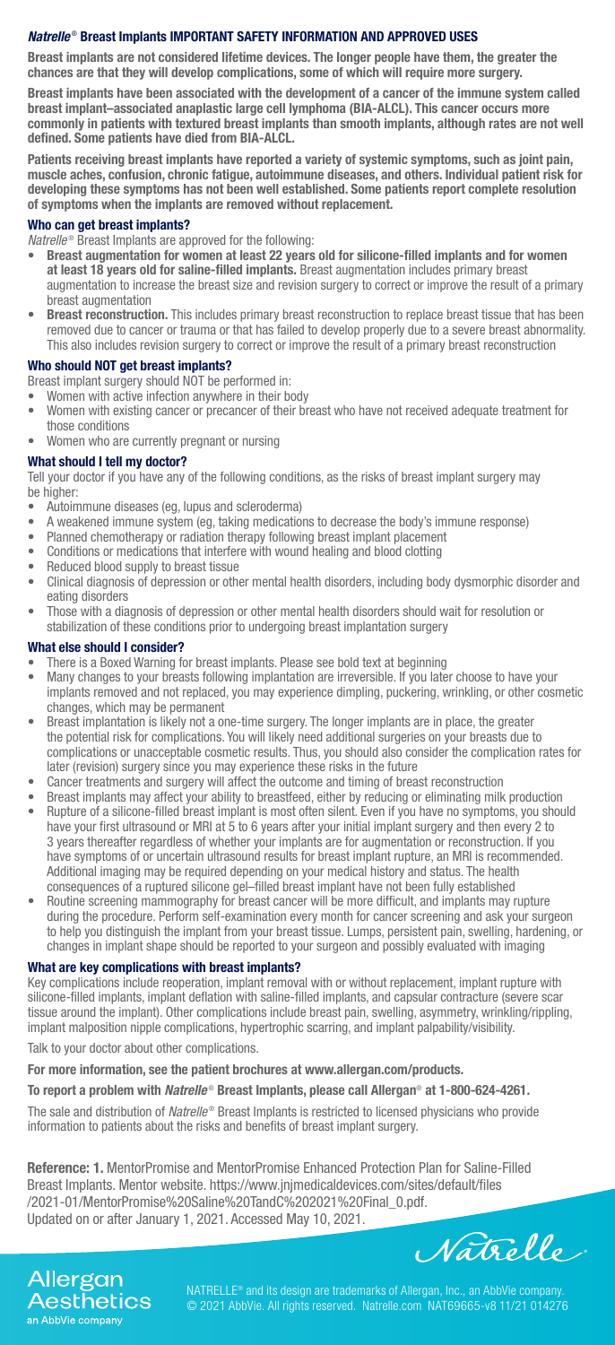## *Natrelle*® Breast Implants IMPORTANT SAFETY INFORMATION AND APPROVED USES

**Breast implants are not considered lifetime devices. The longer people have them, the greater the chances are that they will develop complications, some of which will require more surgery.**

**Breast implants have been associated with the development of a cancer of the immune system called breast implant–associated anaplastic large cell lymphoma (BIA-ALCL). This cancer occurs more commonly in patients with textured breast implants than smooth implants, although rates are not well defined. Some patients have died from BIA-ALCL.**

**Patients receiving breast implants have reported a variety of systemic symptoms, such as joint pain, muscle aches, confusion, chronic fatigue, autoimmune diseases, and others. Individual patient risk for developing these symptoms has not been well established. Some patients report complete resolution of symptoms when the implants are removed without replacement.**

### Who can get breast implants?

*Natrelle*® Breast Implants are approved for the following:

- **Breast augmentation for women at least 22 years old for silicone-filled implants and for women at least 18 years old for saline-filled implants.** Breast augmentation includes primary breast augmentation to increase the breast size and revision surgery to correct or improve the result of a primary breast augmentation
- **Breast reconstruction.** This includes primary breast reconstruction to replace breast tissue that has been removed due to cancer or trauma or that has failed to develop properly due to a severe breast abnormality. This also includes revision surgery to correct or improve the result of a primary breast reconstruction

### Who should NOT get breast implants?

Breast implant surgery should NOT be performed in:

- Women with active infection anywhere in their body
- Women with existing cancer or precancer of their breast who have not received adequate treatment for those conditions
- Women who are currently pregnant or nursing

### What should I tell my doctor?

Tell your doctor if you have any of the following conditions, as the risks of breast implant surgery may be higher:

- Autoimmune diseases (eg, lupus and scleroderma)
- A weakened immune system (eg, taking medications to decrease the body's immune response)
- Planned chemotherapy or radiation therapy following breast implant placement
- Conditions or medications that interfere with wound healing and blood clotting
- Reduced blood supply to breast tissue
- Clinical diagnosis of depression or other mental health disorders, including body dysmorphic disorder and eating disorders
- Those with a diagnosis of depression or other mental health disorders should wait for resolution or stabilization of these conditions prior to undergoing breast implantation surgery

### What else should I consider?

- There is a Boxed Warning for breast implants. Please see bold text at beginning
- Many changes to your breasts following implantation are irreversible. If you later choose to have your implants removed and not replaced, you may experience dimpling, puckering, wrinkling, or other cosmetic changes, which may be permanent
- Breast implantation is likely not a one-time surgery. The longer implants are in place, the greater the potential risk for complications. You will likely need additional surgeries on your breasts due to complications or unacceptable cosmetic results. Thus, you should also consider the complication rates for later (revision) surgery since you may experience these risks in the future
- Cancer treatments and surgery will affect the outcome and timing of breast reconstruction
- Breast implants may affect your ability to breastfeed, either by reducing or eliminating milk production
- Rupture of a silicone-filled breast implant is most often silent. Even if you have no symptoms, you should have your first ultrasound or MRI at 5 to 6 years after your initial implant surgery and then every 2 to 3 years thereafter regardless of whether your implants are for augmentation or reconstruction. If you have symptoms of or uncertain ultrasound results for breast implant rupture, an MRI is recommended. Additional imaging may be required depending on your medical history and status. The health consequences of a ruptured silicone gel–filled breast implant have not been fully established
- Routine screening mammography for breast cancer will be more difficult, and implants may rupture during the procedure. Perform self-examination every month for cancer screening and ask your surgeon to help you distinguish the implant from your breast tissue. Lumps, persistent pain, swelling, hardening, or changes in implant shape should be reported to your surgeon and possibly evaluated with imaging

### What are key complications with breast implants?

Key complications include reoperation, implant removal with or without replacement, implant rupture with silicone-filled implants, implant deflation with saline-filled implants, and capsular contracture (severe scar tissue around the implant). Other complications include breast pain, swelling, asymmetry, wrinkling/rippling, implant malposition nipple complications, hypertrophic scarring, and implant palpability/visibility.

Talk to your doctor about other complications.

**For more information, see the patient brochures at www.allergan.com/products.**

**To report a problem with *Natrelle*® Breast Implants, please call Allergan® at 1-800-624-4261.**

The sale and distribution of *Natrelle*® Breast Implants is restricted to licensed physicians who provide information to patients about the risks and benefits of breast implant surgery.

**Reference: 1.** MentorPromise and MentorPromise Enhanced Protection Plan for Saline-Filled Breast Implants. Mentor website. https://www.jnjmedicaldevices.com/sites/default/files/2021-01/MentorPromise%20Saline%20TandC%202021%20Final_0.pdf. Updated on or after January 1, 2021. Accessed May 10, 2021.

Natrelle®

Allergan Aesthetics
an AbbVie company

NATRELLE® and its design are trademarks of Allergan, Inc., an AbbVie company.
© 2021 AbbVie. All rights reserved. Natrelle.com NAT69665-v8 11/21 014276